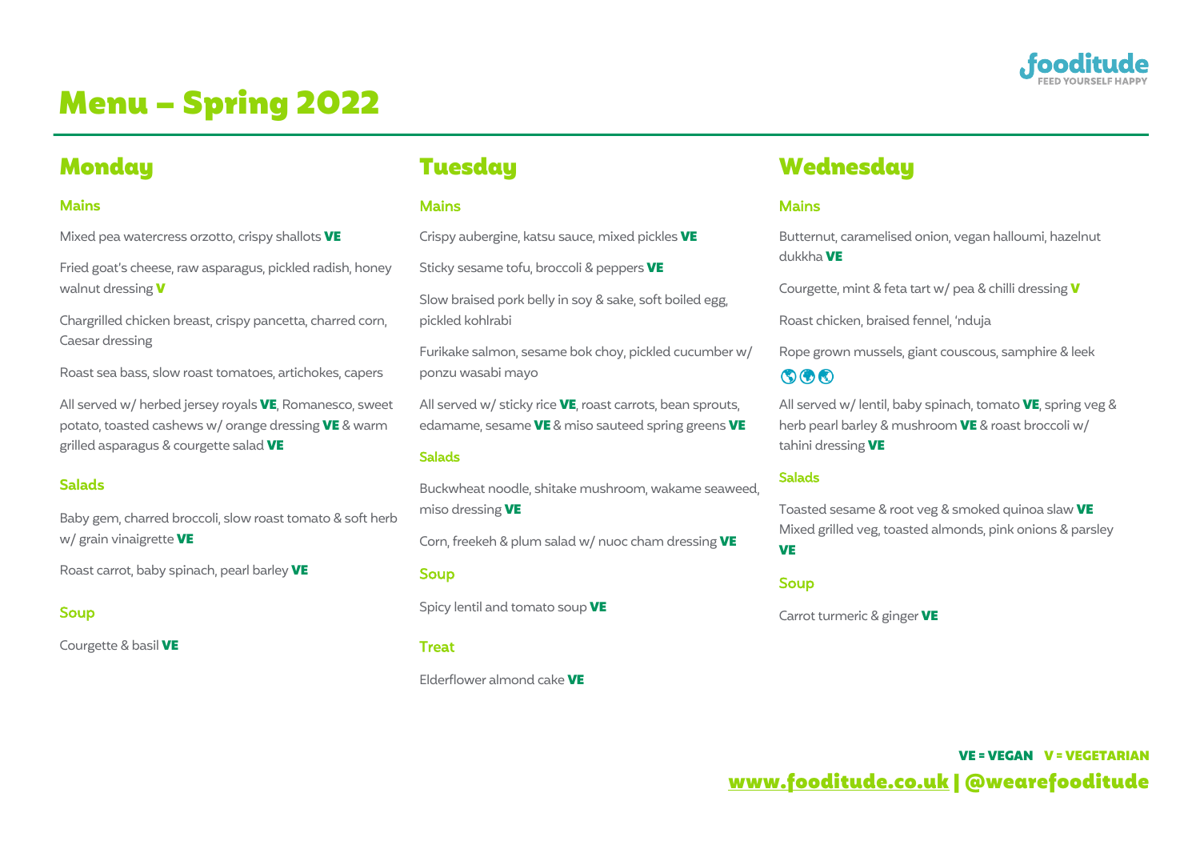fooditude
FEED YOURSELF HAPPY

# Menu – Spring 2022

## Monday

### Mains

Mixed pea watercress orzotto, crispy shallots **VE**

Fried goat's cheese, raw asparagus, pickled radish, honey walnut dressing **V**

Chargrilled chicken breast, crispy pancetta, charred corn, Caesar dressing

Roast sea bass, slow roast tomatoes, artichokes, capers

All served w/ herbed jersey royals **VE**, Romanesco, sweet potato, toasted cashews w/ orange dressing **VE** & warm grilled asparagus & courgette salad **VE**

### Salads

Baby gem, charred broccoli, slow roast tomato & soft herb w/ grain vinaigrette **VE**

Roast carrot, baby spinach, pearl barley **VE**

### Soup

Courgette & basil **VE**

## Tuesday

### Mains

Crispy aubergine, katsu sauce, mixed pickles **VE**

Sticky sesame tofu, broccoli & peppers **VE**

Slow braised pork belly in soy & sake, soft boiled egg, pickled kohlrabi

Furikake salmon, sesame bok choy, pickled cucumber w/ ponzu wasabi mayo

All served w/ sticky rice **VE**, roast carrots, bean sprouts, edamame, sesame **VE** & miso sauteed spring greens **VE**

### Salads

Buckwheat noodle, shitake mushroom, wakame seaweed, miso dressing **VE**

Corn, freekeh & plum salad w/ nuoc cham dressing **VE**

### Soup

Spicy lentil and tomato soup **VE**

### Treat

Elderflower almond cake **VE**

## Wednesday

### Mains

Butternut, caramelised onion, vegan halloumi, hazelnut dukkha **VE**

Courgette, mint & feta tart w/ pea & chilli dressing **V**

Roast chicken, braised fennel, 'nduja

Rope grown mussels, giant couscous, samphire & leek

All served w/ lentil, baby spinach, tomato **VE**, spring veg & herb pearl barley & mushroom **VE** & roast broccoli w/ tahini dressing **VE**

### Salads

Toasted sesame & root veg & smoked quinoa slaw **VE**
Mixed grilled veg, toasted almonds, pink onions & parsley **VE**

### Soup

Carrot turmeric & ginger **VE**

**VE = VEGAN V = VEGETARIAN**

**www.fooditude.co.uk | @wearefooditude**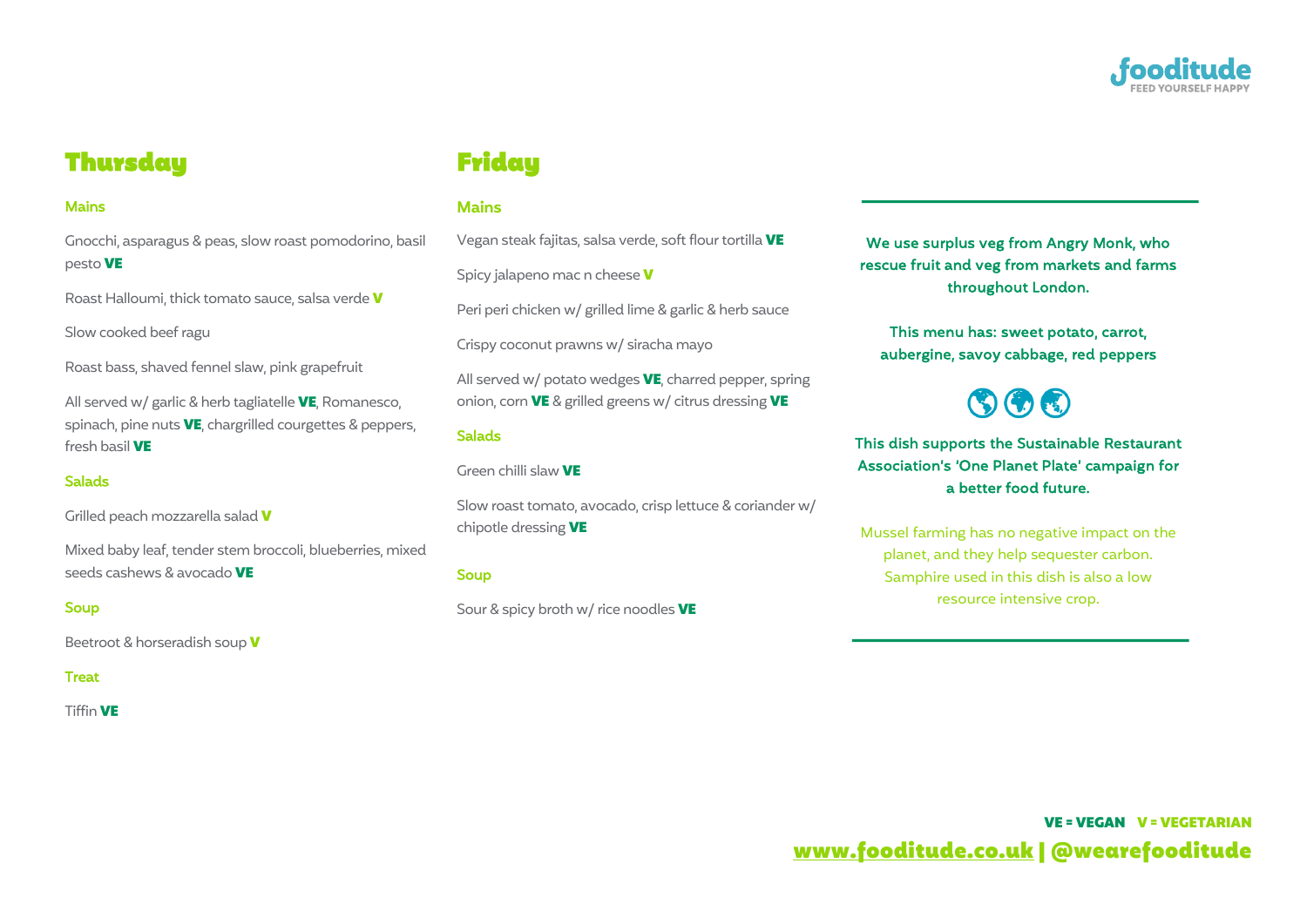## Thursday

### Mains

Gnocchi, asparagus & peas, slow roast pomodorino, basil pesto **VE**

Roast Halloumi, thick tomato sauce, salsa verde **V**

Slow cooked beef ragu

Roast bass, shaved fennel slaw, pink grapefruit

All served w/ garlic & herb tagliatelle **VE**, Romanesco, spinach, pine nuts **VE**, chargrilled courgettes & peppers, fresh basil **VE**

### Salads

Grilled peach mozzarella salad **V**

Mixed baby leaf, tender stem broccoli, blueberries, mixed seeds cashews & avocado **VE**

### Soup

Beetroot & horseradish soup **V**

### Treat

Tiffin **VE**

## Friday

### Mains

Vegan steak fajitas, salsa verde, soft flour tortilla **VE**

Spicy jalapeno mac n cheese **V**

Peri peri chicken w/ grilled lime & garlic & herb sauce

Crispy coconut prawns w/ siracha mayo

All served w/ potato wedges **VE**, charred pepper, spring onion, corn **VE** & grilled greens w/ citrus dressing **VE**

### Salads

Green chilli slaw **VE**

Slow roast tomato, avocado, crisp lettuce & coriander w/ chipotle dressing **VE**

### Soup

Sour & spicy broth w/ rice noodles **VE**

---

**We use surplus veg from Angry Monk, who rescue fruit and veg from markets and farms throughout London.**

**This menu has: sweet potato, carrot, aubergine, savoy cabbage, red peppers**

**This dish supports the Sustainable Restaurant Association's 'One Planet Plate' campaign for a better food future.**

Mussel farming has no negative impact on the planet, and they help sequester carbon. Samphire used in this dish is also a low resource intensive crop.

---

**VE = VEGAN V = VEGETARIAN**

**www.fooditude.co.uk | @wearefooditude**